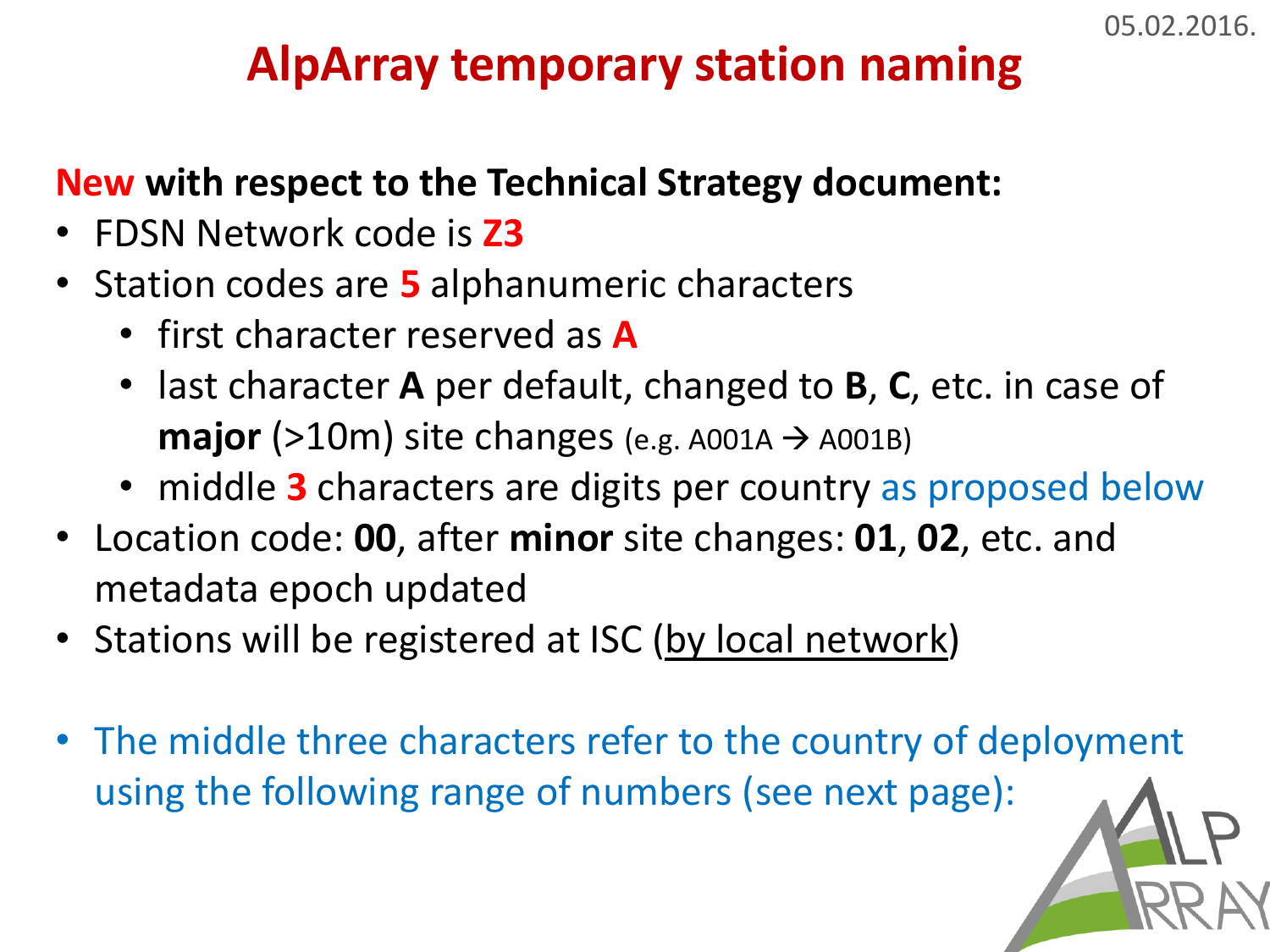05.02.2016.

# AlpArray temporary station naming

**New with respect to the Technical Strategy document:**

- FDSN Network code is **Z3**
- Station codes are **5** alphanumeric characters
  - first character reserved as **A**
  - last character **A** per default, changed to **B**, **C**, etc. in case of **major** (>10m) site changes (e.g. A001A → A001B)
  - middle **3** characters are digits per country as proposed below
- Location code: **00**, after **minor** site changes: **01**, **02**, etc. and metadata epoch updated
- Stations will be registered at ISC (by local network)

- The middle three characters refer to the country of deployment using the following range of numbers (see next page):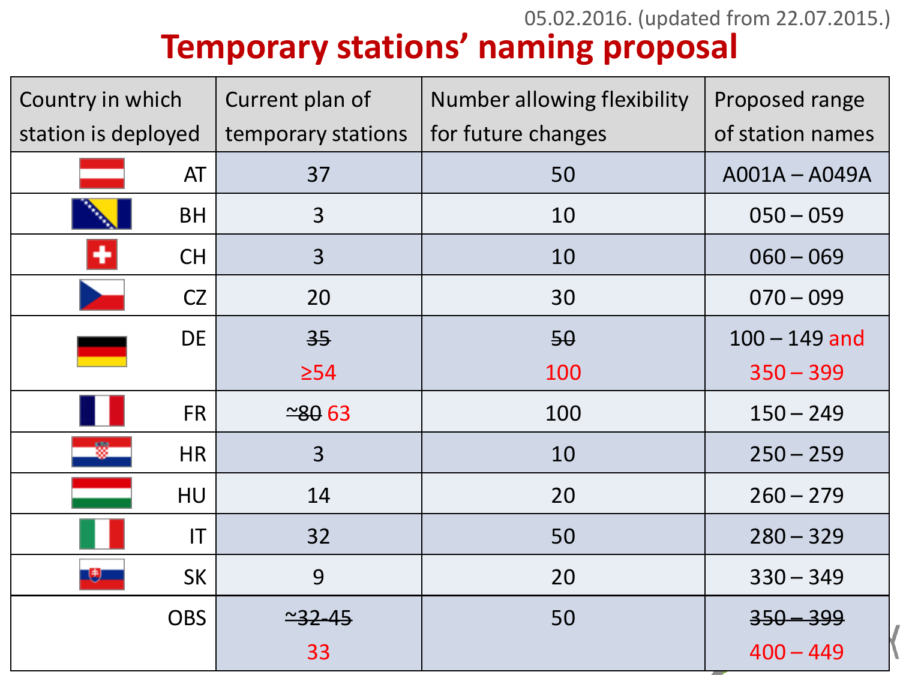05.02.2016. (updated from 22.07.2015.)

# Temporary stations' naming proposal

| Country in which station is deployed | Current plan of temporary stations | Number allowing flexibility for future changes | Proposed range of station names |
|---|---|---|---|
| AT | 37 | 50 | A001A – A049A |
| BH | 3 | 10 | 050 – 059 |
| CH | 3 | 10 | 060 – 069 |
| CZ | 20 | 30 | 070 – 099 |
| DE | ~~35~~ ≥54 | ~~50~~ 100 | 100 – 149 and 350 – 399 |
| FR | ~~~80~~ 63 | 100 | 150 – 249 |
| HR | 3 | 10 | 250 – 259 |
| HU | 14 | 20 | 260 – 279 |
| IT | 32 | 50 | 280 – 329 |
| SK | 9 | 20 | 330 – 349 |
| OBS | ~~~32-45~~ 33 | 50 | ~~350 – 399~~ 400 – 449 |